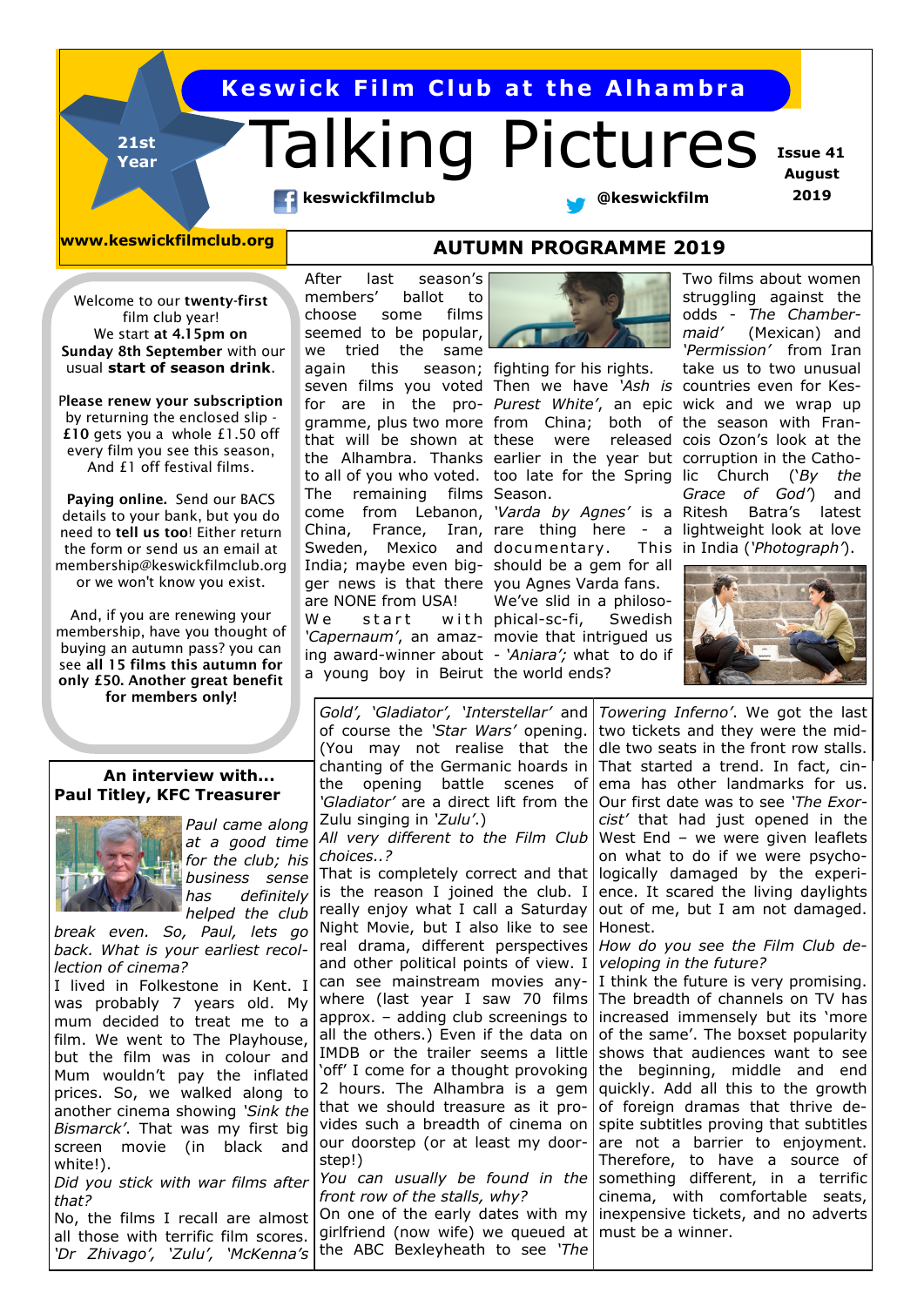# Keswick Film Club at the Alhambra

# Talking Pictures

21st Year

Issue 41 August 2019

keswickfilmclub @keswickfilm

www.keswickfilmclub.org

Welcome to our **twenty-first** film club year! We start **at 4.15pm on Sunday 8th September** with our usual **start of season drink**.

Please renew your subscription by returning the enclosed slip - **£10** gets you a whole £1.50 off every film you see this season, And £1 off festival films.

**Paying online.** Send our BACS details to your bank, but you do need to **tell us too**! Either return the form or send us an email at membership@keswickfilmclub.org or we won't know you exist.

And, if you are renewing your membership, have you thought of buying an autumn pass? you can see **all 15 films this autumn for only £50. Another great benefit for members only!**

## AUTUMN PROGRAMME 2019

After last season's members' ballot to choose some films seemed to be popular, we tried the same again this season; seven films you voted for are in the programme that will be shown at the Alhambra. Thanks to all of you who voted. The remaining films come from Lebanon, China, France, Iran, Sweden, Mexico and India; maybe even bigger news is that there are NONE from USA!

We start with *'Capernaum'*, an amazing award-winner about a young boy in Beirut fighting for his rights. Then we have *'Ash is Purest White'*, an epic from China; both of these were released earlier in the year but too late for the Spring Season. *'Varda by Agnes'* is a rare thing here - a documentary. This should be a gem for all you Agnes Varda fans. We've slid in a philosophical-sc-fi, Swedish movie that intrigued us - *'Aniara'*; what to do if the world ends?

Two films about women struggling against the odds - *The Chambermaid'* (Mexican) and *'Permission'* from Iran take us to two unusual countries even for Keswick and we wrap up the season with Francois Ozon's look at the corruption in the Catholic Church (*'By the Grace of God'*) and Ritesh Batra's latest lightweight look at love in India (*'Photograph'*).

## An interview with... Paul Titley, KFC Treasurer

*Paul came along at a good time for the club; his business sense has definitely helped the club break even. So, Paul, lets go back. What is your earliest recollection of cinema?*

I lived in Folkestone in Kent. I was probably 7 years old. My mum decided to treat me to a film. We went to The Playhouse, but the film was in colour and Mum wouldn't pay the inflated prices. So, we walked along to another cinema showing *'Sink the Bismarck'*. That was my first big screen movie (in black and white!).

*Did you stick with war films after that?*

No, the films I recall are almost all those with terrific film scores. *'Dr Zhivago'*, *'Zulu'*, *'McKenna's Gold'*, *'Gladiator'*, *'Interstellar'* and of course the *'Star Wars'* opening. (You may not realise that the chanting of the Germanic hoards in the opening battle scenes of *'Gladiator'* are a direct lift from the Zulu singing in *'Zulu'*.)

*All very different to the Film Club choices..?*

That is completely correct and that is the reason I joined the club. I really enjoy what I call a Saturday Night Movie, but I also like to see real drama, different perspectives and other political points of view. I can see mainstream movies anywhere (last year I saw 70 films approx. – adding club screenings to all the others.) Even if the data on IMDB or the trailer seems a little 'off' I come for a thought provoking 2 hours. The Alhambra is a gem that we should treasure as it provides such a breadth of cinema on our doorstep (or at least my doorstep!)

*You can usually be found in the front row of the stalls, why?*

On one of the early dates with my girlfriend (now wife) we queued at the ABC Bexleyheath to see *'The Towering Inferno'*. We got the last two tickets and they were the middle two seats in the front row stalls. That started a trend. In fact, cinema has other landmarks for us. Our first date was to see *'The Exorcist'* that had just opened in the West End – we were given leaflets on what to do if we were psychologically damaged by the experience. It scared the living daylights out of me, but I am not damaged. Honest.

*How do you see the Film Club developing in the future?*

I think the future is very promising. The breadth of channels on TV has increased immensely but its 'more of the same'. The boxset popularity shows that audiences want to see the beginning, middle and end quickly. Add all this to the growth of foreign dramas that thrive despite subtitles proving that subtitles are not a barrier to enjoyment. Therefore, to have a source of something different, in a terrific cinema, with comfortable seats, inexpensive tickets, and no adverts must be a winner.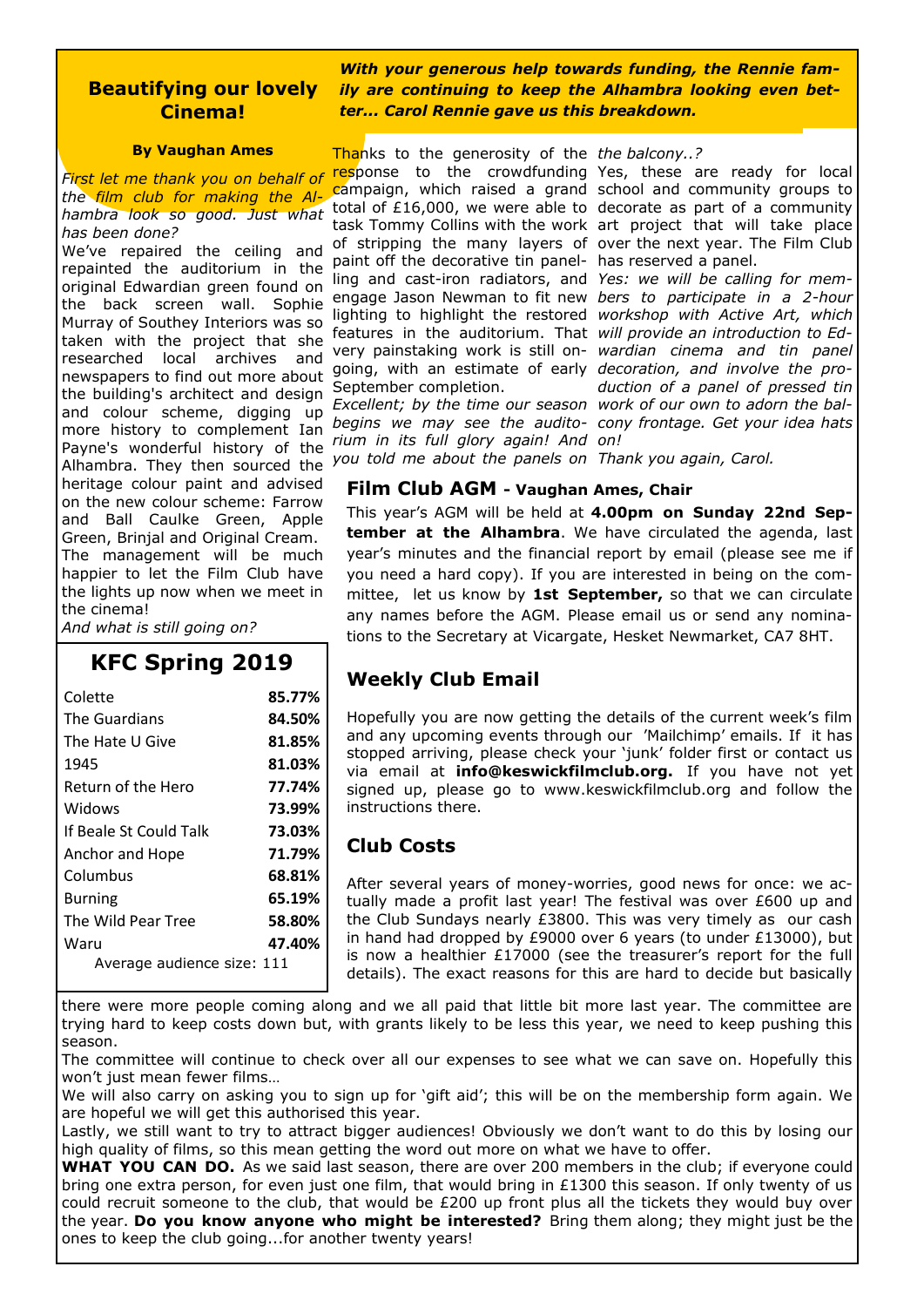## Beautifying our lovely Cinema!

***With your generous help towards funding, the Rennie family are continuing to keep the Alhambra looking even better... Carol Rennie gave us this breakdown.***

**By Vaughan Ames**

*First let me thank you on behalf of the film club for making the Alhambra look so good. Just what has been done?*

We've repaired the ceiling and repainted the auditorium in the original Edwardian green found on the back screen wall. Sophie Murray of Southey Interiors was so taken with the project that she researched local archives and newspapers to find out more about the building's architect and design and colour scheme, digging up more history to complement Ian Payne's wonderful history of the Alhambra. They then sourced the heritage colour paint and advised on the new colour scheme: Farrow and Ball Caulke Green, Apple Green, Brinjal and Original Cream. The management will be much happier to let the Film Club have the lights up now when we meet in the cinema!

*And what is still going on?*

Thanks to the generosity of the response to the crowdfunding campaign, which raised a grand total of £16,000, we were able to task Tommy Collins with the work of stripping the many layers of paint off the decorative tin panelling and cast-iron radiators, and engage Jason Newman to fit new lighting to highlight the restored features in the auditorium. That very painstaking work is still ongoing, with an estimate of early September completion.

*Excellent; by the time our season begins we may see the auditorium in its full glory again! And you told me about the panels on the balcony..?*

Yes, these are ready for local school and community groups to decorate as part of a community art project that will take place over the next year. The Film Club has reserved a panel.

*Yes: we will be calling for members to participate in a 2-hour workshop with Active Art, which will provide an introduction to Edwardian cinema and tin panel decoration, and involve the production of a panel of pressed tin work of our own to adorn the balcony frontage. Get your idea hats on!*

*Thank you again, Carol.*

## KFC Spring 2019

| | |
|---|---|
| Colette | **85.77%** |
| The Guardians | **84.50%** |
| The Hate U Give | **81.85%** |
| 1945 | **81.03%** |
| Return of the Hero | **77.74%** |
| Widows | **73.99%** |
| If Beale St Could Talk | **73.03%** |
| Anchor and Hope | **71.79%** |
| Columbus | **68.81%** |
| Burning | **65.19%** |
| The Wild Pear Tree | **58.80%** |
| Waru | **47.40%** |

Average audience size: 111

## Film Club AGM - Vaughan Ames, Chair

This year's AGM will be held at **4.00pm on Sunday 22nd September at the Alhambra**. We have circulated the agenda, last year's minutes and the financial report by email (please see me if you need a hard copy). If you are interested in being on the committee, let us know by **1st September,** so that we can circulate any names before the AGM. Please email us or send any nominations to the Secretary at Vicargate, Hesket Newmarket, CA7 8HT.

## Weekly Club Email

Hopefully you are now getting the details of the current week's film and any upcoming events through our 'Mailchimp' emails. If it has stopped arriving, please check your 'junk' folder first or contact us via email at **info@keswickfilmclub.org.** If you have not yet signed up, please go to www.keswickfilmclub.org and follow the instructions there.

## Club Costs

After several years of money-worries, good news for once: we actually made a profit last year! The festival was over £600 up and the Club Sundays nearly £3800. This was very timely as our cash in hand had dropped by £9000 over 6 years (to under £13000), but is now a healthier £17000 (see the treasurer's report for the full details). The exact reasons for this are hard to decide but basically there were more people coming along and we all paid that little bit more last year. The committee are trying hard to keep costs down but, with grants likely to be less this year, we need to keep pushing this season.

The committee will continue to check over all our expenses to see what we can save on. Hopefully this won't just mean fewer films…

We will also carry on asking you to sign up for 'gift aid'; this will be on the membership form again. We are hopeful we will get this authorised this year.

Lastly, we still want to try to attract bigger audiences! Obviously we don't want to do this by losing our high quality of films, so this mean getting the word out more on what we have to offer.

**WHAT YOU CAN DO.** As we said last season, there are over 200 members in the club; if everyone could bring one extra person, for even just one film, that would bring in £1300 this season. If only twenty of us could recruit someone to the club, that would be £200 up front plus all the tickets they would buy over the year. **Do you know anyone who might be interested?** Bring them along; they might just be the ones to keep the club going...for another twenty years!